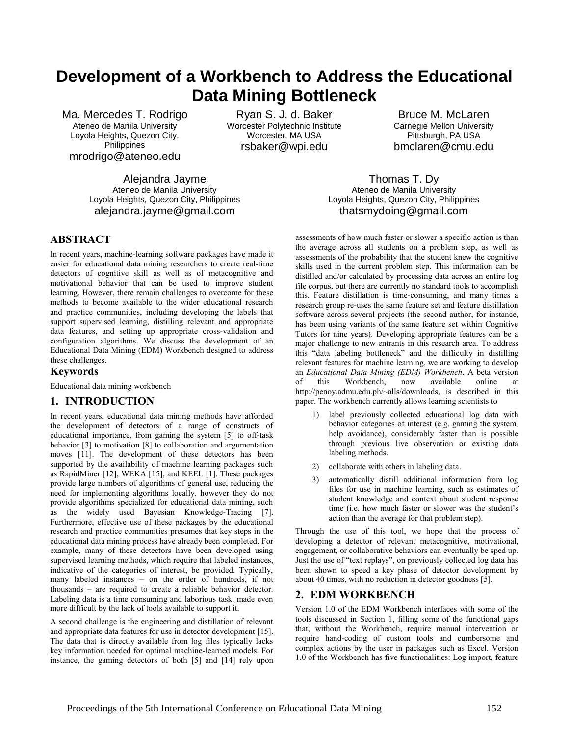# Development of a Workbench to Address the Educational Data Mining Bottleneck

Ma. Mercedes T. Rodrigo
Ateneo de Manila University
Loyola Heights, Quezon City, Philippines
mrodrigo@ateneo.edu

Ryan S. J. d. Baker
Worcester Polytechnic Institute
Worcester, MA USA
rsbaker@wpi.edu

Bruce M. McLaren
Carnegie Mellon University
Pittsburgh, PA USA
bmclaren@cmu.edu

Alejandra Jayme
Ateneo de Manila University
Loyola Heights, Quezon City, Philippines
alejandra.jayme@gmail.com

Thomas T. Dy
Ateneo de Manila University
Loyola Heights, Quezon City, Philippines
thatsmydoing@gmail.com

## ABSTRACT

In recent years, machine-learning software packages have made it easier for educational data mining researchers to create real-time detectors of cognitive skill as well as of metacognitive and motivational behavior that can be used to improve student learning. However, there remain challenges to overcome for these methods to become available to the wider educational research and practice communities, including developing the labels that support supervised learning, distilling relevant and appropriate data features, and setting up appropriate cross-validation and configuration algorithms. We discuss the development of an Educational Data Mining (EDM) Workbench designed to address these challenges.

### Keywords

Educational data mining workbench

## 1. INTRODUCTION

In recent years, educational data mining methods have afforded the development of detectors of a range of constructs of educational importance, from gaming the system [5] to off-task behavior [3] to motivation [8] to collaboration and argumentation moves [11]. The development of these detectors has been supported by the availability of machine learning packages such as RapidMiner [12], WEKA [15], and KEEL [1]. These packages provide large numbers of algorithms of general use, reducing the need for implementing algorithms locally, however they do not provide algorithms specialized for educational data mining, such as the widely used Bayesian Knowledge-Tracing [7]. Furthermore, effective use of these packages by the educational research and practice communities presumes that key steps in the educational data mining process have already been completed. For example, many of these detectors have been developed using supervised learning methods, which require that labeled instances, indicative of the categories of interest, be provided. Typically, many labeled instances – on the order of hundreds, if not thousands – are required to create a reliable behavior detector. Labeling data is a time consuming and laborious task, made even more difficult by the lack of tools available to support it.

A second challenge is the engineering and distillation of relevant and appropriate data features for use in detector development [15]. The data that is directly available from log files typically lacks key information needed for optimal machine-learned models. For instance, the gaming detectors of both [5] and [14] rely upon assessments of how much faster or slower a specific action is than the average across all students on a problem step, as well as assessments of the probability that the student knew the cognitive skills used in the current problem step. This information can be distilled and/or calculated by processing data across an entire log file corpus, but there are currently no standard tools to accomplish this. Feature distillation is time-consuming, and many times a research group re-uses the same feature set and feature distillation software across several projects (the second author, for instance, has been using variants of the same feature set within Cognitive Tutors for nine years). Developing appropriate features can be a major challenge to new entrants in this research area. To address this "data labeling bottleneck" and the difficulty in distilling relevant features for machine learning, we are working to develop an *Educational Data Mining (EDM) Workbench*. A beta version of this Workbench, now available online at http://penoy.admu.edu.ph/~alls/downloads, is described in this paper. The workbench currently allows learning scientists to

1) label previously collected educational log data with behavior categories of interest (e.g. gaming the system, help avoidance), considerably faster than is possible through previous live observation or existing data labeling methods.
2) collaborate with others in labeling data.
3) automatically distill additional information from log files for use in machine learning, such as estimates of student knowledge and context about student response time (i.e. how much faster or slower was the student's action than the average for that problem step).

Through the use of this tool, we hope that the process of developing a detector of relevant metacognitive, motivational, engagement, or collaborative behaviors can eventually be sped up. Just the use of "text replays", on previously collected log data has been shown to speed a key phase of detector development by about 40 times, with no reduction in detector goodness [5].

## 2. EDM WORKBENCH

Version 1.0 of the EDM Workbench interfaces with some of the tools discussed in Section 1, filling some of the functional gaps that, without the Workbench, require manual intervention or require hand-coding of custom tools and cumbersome and complex actions by the user in packages such as Excel. Version 1.0 of the Workbench has five functionalities: Log import, feature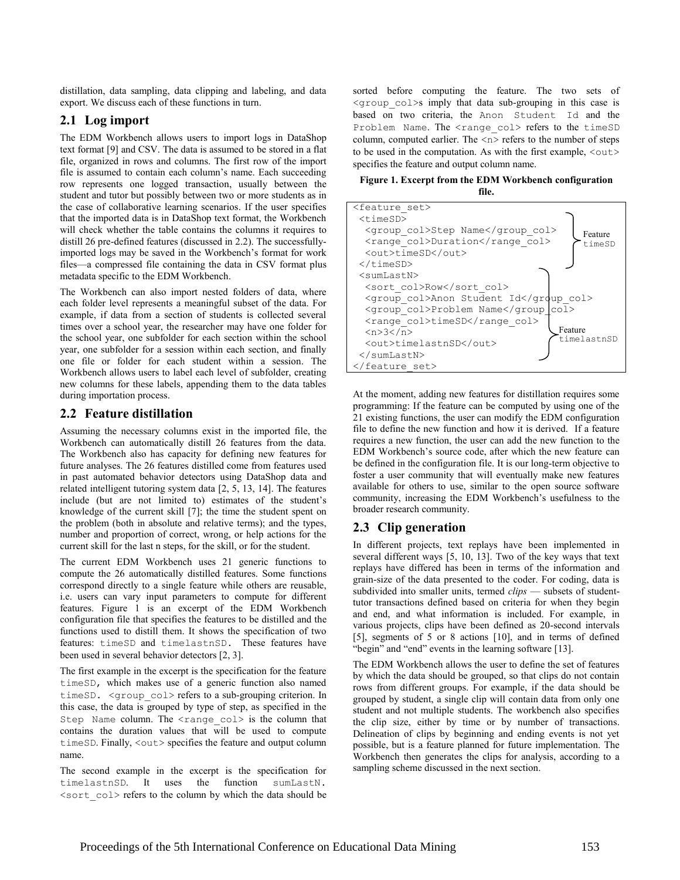distillation, data sampling, data clipping and labeling, and data export. We discuss each of these functions in turn.

## 2.1 Log import

The EDM Workbench allows users to import logs in DataShop text format [9] and CSV. The data is assumed to be stored in a flat file, organized in rows and columns. The first row of the import file is assumed to contain each column's name. Each succeeding row represents one logged transaction, usually between the student and tutor but possibly between two or more students as in the case of collaborative learning scenarios. If the user specifies that the imported data is in DataShop text format, the Workbench will check whether the table contains the columns it requires to distill 26 pre-defined features (discussed in 2.2). The successfully-imported logs may be saved in the Workbench's format for work files—a compressed file containing the data in CSV format plus metadata specific to the EDM Workbench.

The Workbench can also import nested folders of data, where each folder level represents a meaningful subset of the data. For example, if data from a section of students is collected several times over a school year, the researcher may have one folder for the school year, one subfolder for each section within the school year, one subfolder for a session within each section, and finally one file or folder for each student within a session. The Workbench allows users to label each level of subfolder, creating new columns for these labels, appending them to the data tables during importation process.

## 2.2 Feature distillation

Assuming the necessary columns exist in the imported file, the Workbench can automatically distill 26 features from the data. The Workbench also has capacity for defining new features for future analyses. The 26 features distilled come from features used in past automated behavior detectors using DataShop data and related intelligent tutoring system data [2, 5, 13, 14]. The features include (but are not limited to) estimates of the student's knowledge of the current skill [7]; the time the student spent on the problem (both in absolute and relative terms); and the types, number and proportion of correct, wrong, or help actions for the current skill for the last n steps, for the skill, or for the student.

The current EDM Workbench uses 21 generic functions to compute the 26 automatically distilled features. Some functions correspond directly to a single feature while others are reusable, i.e. users can vary input parameters to compute for different features. Figure 1 is an excerpt of the EDM Workbench configuration file that specifies the features to be distilled and the functions used to distill them. It shows the specification of two features: `timeSD` and `timelastnSD`. These features have been used in several behavior detectors [2, 3].

The first example in the excerpt is the specification for the feature `timeSD`, which makes use of a generic function also named `timeSD`. `<group_col>` refers to a sub-grouping criterion. In this case, the data is grouped by type of step, as specified in the `Step Name` column. The `<range_col>` is the column that contains the duration values that will be used to compute `timeSD`. Finally, `<out>` specifies the feature and output column name.

The second example in the excerpt is the specification for `timelastnSD`. It uses the function `sumLastN`. `<sort_col>` refers to the column by which the data should be sorted before computing the feature. The two sets of `<group_col>`s imply that data sub-grouping in this case is based on two criteria, the `Anon Student Id` and the `Problem Name`. The `<range_col>` refers to the `timeSD` column, computed earlier. The `<n>` refers to the number of steps to be used in the computation. As with the first example, `<out>` specifies the feature and output column name.

**Figure 1. Excerpt from the EDM Workbench configuration file.**

```
<feature_set>
 <timeSD>
  <group_col>Step Name</group_col>          } Feature
  <range_col>Duration</range_col>           } timeSD
  <out>timeSD</out>
 </timeSD>
 <sumLastN>
  <sort_col>Row</sort_col>
  <group_col>Anon Student Id</group_col>
  <group_col>Problem Name</group_col>
  <range_col>timeSD</range_col>             } Feature
  <n>3</n>                                  } timelastnSD
  <out>timelastnSD</out>
 </sumLastN>
</feature_set>
```

At the moment, adding new features for distillation requires some programming: If the feature can be computed by using one of the 21 existing functions, the user can modify the EDM configuration file to define the new function and how it is derived. If a feature requires a new function, the user can add the new function to the EDM Workbench's source code, after which the new feature can be defined in the configuration file. It is our long-term objective to foster a user community that will eventually make new features available for others to use, similar to the open source software community, increasing the EDM Workbench's usefulness to the broader research community.

## 2.3 Clip generation

In different projects, text replays have been implemented in several different ways [5, 10, 13]. Two of the key ways that text replays have differed has been in terms of the information and grain-size of the data presented to the coder. For coding, data is subdivided into smaller units, termed *clips* — subsets of student-tutor transactions defined based on criteria for when they begin and end, and what information is included. For example, in various projects, clips have been defined as 20-second intervals [5], segments of 5 or 8 actions [10], and in terms of defined "begin" and "end" events in the learning software [13].

The EDM Workbench allows the user to define the set of features by which the data should be grouped, so that clips do not contain rows from different groups. For example, if the data should be grouped by student, a single clip will contain data from only one student and not multiple students. The workbench also specifies the clip size, either by time or by number of transactions. Delineation of clips by beginning and ending events is not yet possible, but is a feature planned for future implementation. The Workbench then generates the clips for analysis, according to a sampling scheme discussed in the next section.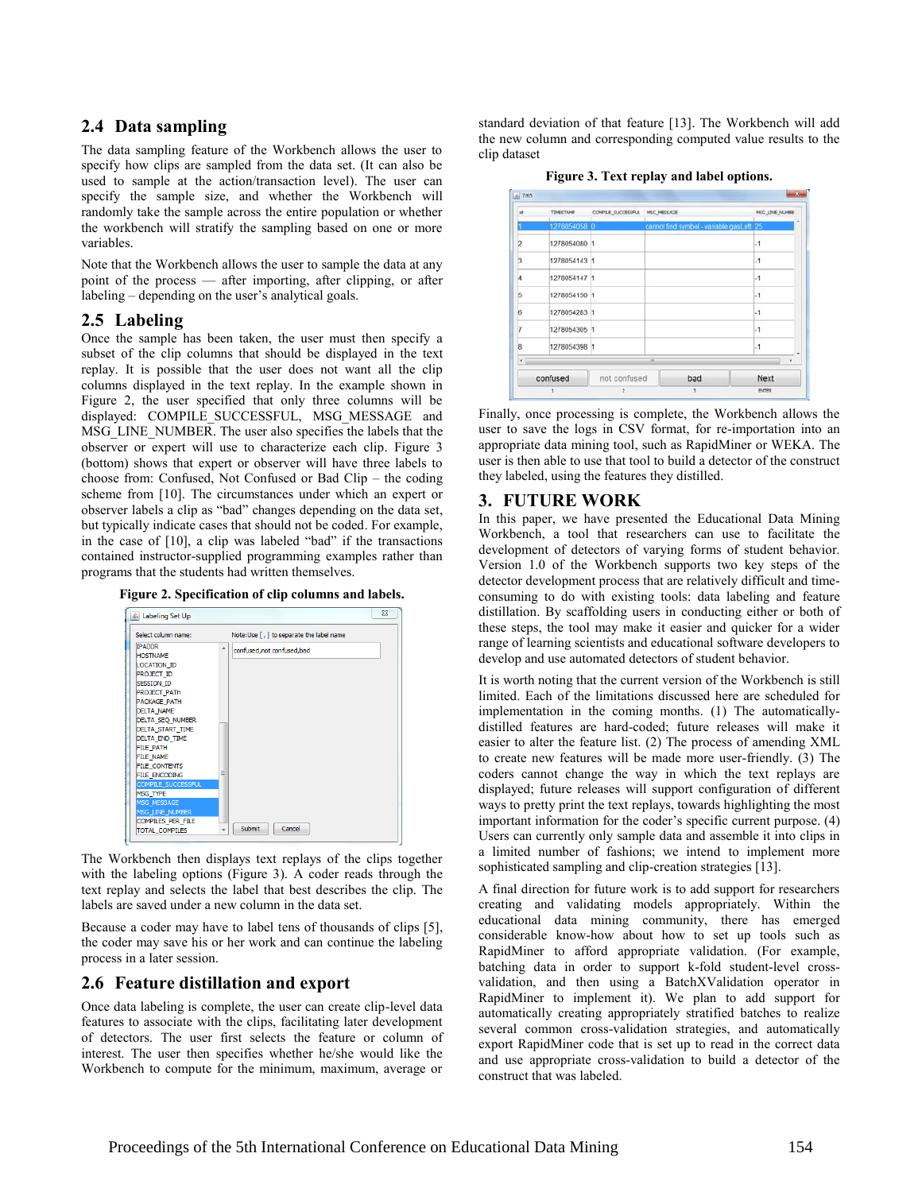## 2.4 Data sampling

The data sampling feature of the Workbench allows the user to specify how clips are sampled from the data set. (It can also be used to sample at the action/transaction level). The user can specify the sample size, and whether the Workbench will randomly take the sample across the entire population or whether the workbench will stratify the sampling based on one or more variables.

Note that the Workbench allows the user to sample the data at any point of the process — after importing, after clipping, or after labeling – depending on the user's analytical goals.

## 2.5 Labeling

Once the sample has been taken, the user must then specify a subset of the clip columns that should be displayed in the text replay. It is possible that the user does not want all the clip columns displayed in the text replay. In the example shown in Figure 2, the user specified that only three columns will be displayed: COMPILE_SUCCESSFUL, MSG_MESSAGE and MSG_LINE_NUMBER. The user also specifies the labels that the observer or expert will use to characterize each clip. Figure 3 (bottom) shows that expert or observer will have three labels to choose from: Confused, Not Confused or Bad Clip – the coding scheme from [10]. The circumstances under which an expert or observer labels a clip as "bad" changes depending on the data set, but typically indicate cases that should not be coded. For example, in the case of [10], a clip was labeled "bad" if the transactions contained instructor-supplied programming examples rather than programs that the students had written themselves.

**Figure 2. Specification of clip columns and labels.**

The Workbench then displays text replays of the clips together with the labeling options (Figure 3). A coder reads through the text replay and selects the label that best describes the clip. The labels are saved under a new column in the data set.

Because a coder may have to label tens of thousands of clips [5], the coder may save his or her work and can continue the labeling process in a later session.

## 2.6 Feature distillation and export

Once data labeling is complete, the user can create clip-level data features to associate with the clips, facilitating later development of detectors. The user first selects the feature or column of interest. The user then specifies whether he/she would like the Workbench to compute for the minimum, maximum, average or standard deviation of that feature [13]. The Workbench will add the new column and corresponding computed value results to the clip dataset

**Figure 3. Text replay and label options.**

Finally, once processing is complete, the Workbench allows the user to save the logs in CSV format, for re-importation into an appropriate data mining tool, such as RapidMiner or WEKA. The user is then able to use that tool to build a detector of the construct they labeled, using the features they distilled.

# 3. FUTURE WORK

In this paper, we have presented the Educational Data Mining Workbench, a tool that researchers can use to facilitate the development of detectors of varying forms of student behavior. Version 1.0 of the Workbench supports two key steps of the detector development process that are relatively difficult and time-consuming to do with existing tools: data labeling and feature distillation. By scaffolding users in conducting either or both of these steps, the tool may make it easier and quicker for a wider range of learning scientists and educational software developers to develop and use automated detectors of student behavior.

It is worth noting that the current version of the Workbench is still limited. Each of the limitations discussed here are scheduled for implementation in the coming months. (1) The automatically-distilled features are hard-coded; future releases will make it easier to alter the feature list. (2) The process of amending XML to create new features will be made more user-friendly. (3) The coders cannot change the way in which the text replays are displayed; future releases will support configuration of different ways to pretty print the text replays, towards highlighting the most important information for the coder's specific current purpose. (4) Users can currently only sample data and assemble it into clips in a limited number of fashions; we intend to implement more sophisticated sampling and clip-creation strategies [13].

A final direction for future work is to add support for researchers creating and validating models appropriately. Within the educational data mining community, there has emerged considerable know-how about how to set up tools such as RapidMiner to afford appropriate validation. (For example, batching data in order to support k-fold student-level cross-validation, and then using a BatchXValidation operator in RapidMiner to implement it). We plan to add support for automatically creating appropriately stratified batches to realize several common cross-validation strategies, and automatically export RapidMiner code that is set up to read in the correct data and use appropriate cross-validation to build a detector of the construct that was labeled.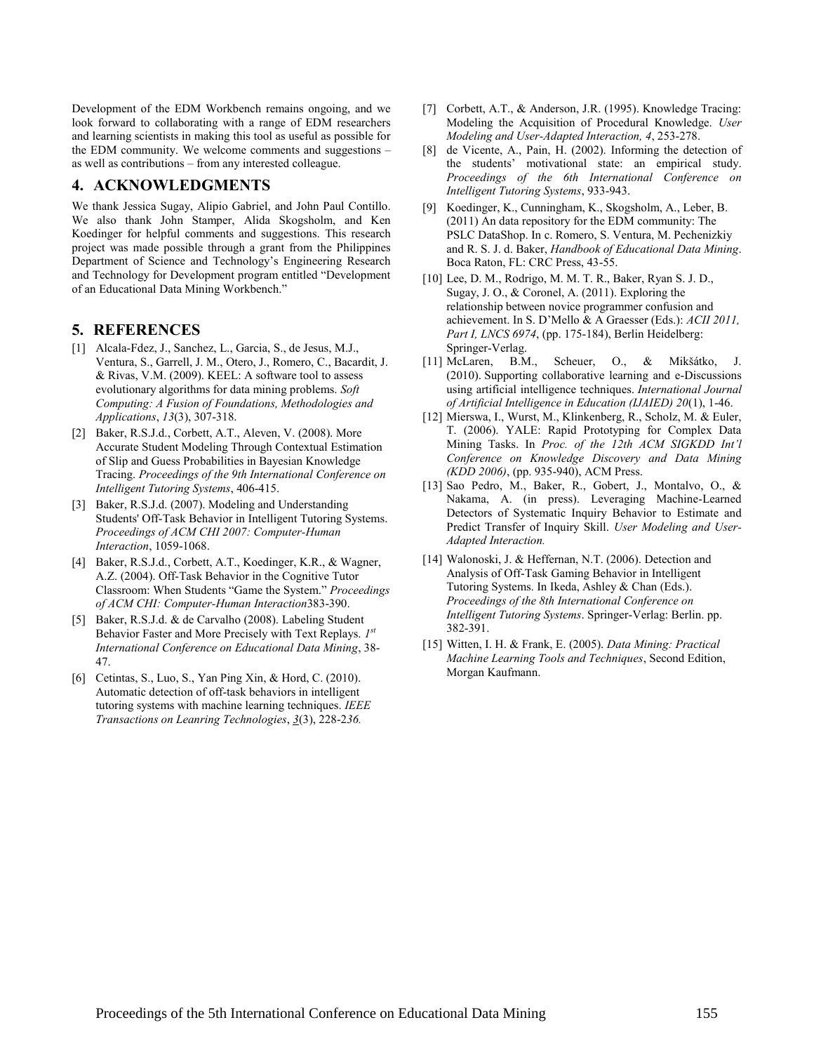Development of the EDM Workbench remains ongoing, and we look forward to collaborating with a range of EDM researchers and learning scientists in making this tool as useful as possible for the EDM community. We welcome comments and suggestions – as well as contributions – from any interested colleague.

## 4. ACKNOWLEDGMENTS

We thank Jessica Sugay, Alipio Gabriel, and John Paul Contillo. We also thank John Stamper, Alida Skogsholm, and Ken Koedinger for helpful comments and suggestions. This research project was made possible through a grant from the Philippines Department of Science and Technology's Engineering Research and Technology for Development program entitled "Development of an Educational Data Mining Workbench."

## 5. REFERENCES

[1] Alcala-Fdez, J., Sanchez, L., Garcia, S., de Jesus, M.J., Ventura, S., Garrell, J. M., Otero, J., Romero, C., Bacardit, J. & Rivas, V.M. (2009). KEEL: A software tool to assess evolutionary algorithms for data mining problems. *Soft Computing: A Fusion of Foundations, Methodologies and Applications*, *13*(3), 307-318.

[2] Baker, R.S.J.d., Corbett, A.T., Aleven, V. (2008). More Accurate Student Modeling Through Contextual Estimation of Slip and Guess Probabilities in Bayesian Knowledge Tracing. *Proceedings of the 9th International Conference on Intelligent Tutoring Systems*, 406-415.

[3] Baker, R.S.J.d. (2007). Modeling and Understanding Students' Off-Task Behavior in Intelligent Tutoring Systems. *Proceedings of ACM CHI 2007: Computer-Human Interaction*, 1059-1068.

[4] Baker, R.S.J.d., Corbett, A.T., Koedinger, K.R., & Wagner, A.Z. (2004). Off-Task Behavior in the Cognitive Tutor Classroom: When Students "Game the System." *Proceedings of ACM CHI: Computer-Human Interaction*383-390.

[5] Baker, R.S.J.d. & de Carvalho (2008). Labeling Student Behavior Faster and More Precisely with Text Replays. *1st International Conference on Educational Data Mining*, 38-47.

[6] Cetintas, S., Luo, S., Yan Ping Xin, & Hord, C. (2010). Automatic detection of off-task behaviors in intelligent tutoring systems with machine learning techniques. *IEEE Transactions on Leanring Technologies*, *3*(3), 228-236.

[7] Corbett, A.T., & Anderson, J.R. (1995). Knowledge Tracing: Modeling the Acquisition of Procedural Knowledge. *User Modeling and User-Adapted Interaction, 4*, 253-278.

[8] de Vicente, A., Pain, H. (2002). Informing the detection of the students' motivational state: an empirical study. *Proceedings of the 6th International Conference on Intelligent Tutoring Systems*, 933-943.

[9] Koedinger, K., Cunningham, K., Skogsholm, A., Leber, B. (2011) An data repository for the EDM community: The PSLC DataShop. In c. Romero, S. Ventura, M. Pechenizkiy and R. S. J. d. Baker, *Handbook of Educational Data Mining*. Boca Raton, FL: CRC Press, 43-55.

[10] Lee, D. M., Rodrigo, M. M. T. R., Baker, Ryan S. J. D., Sugay, J. O., & Coronel, A. (2011). Exploring the relationship between novice programmer confusion and achievement. In S. D'Mello & A Graesser (Eds.): *ACII 2011, Part I, LNCS 6974*, (pp. 175-184), Berlin Heidelberg: Springer-Verlag.

[11] McLaren, B.M., Scheuer, O., & Mikšátko, J. (2010). Supporting collaborative learning and e-Discussions using artificial intelligence techniques. *International Journal of Artificial Intelligence in Education (IJAIED) 20*(1), 1-46.

[12] Mierswa, I., Wurst, M., Klinkenberg, R., Scholz, M. & Euler, T. (2006). YALE: Rapid Prototyping for Complex Data Mining Tasks. In *Proc. of the 12th ACM SIGKDD Int'l Conference on Knowledge Discovery and Data Mining (KDD 2006)*, (pp. 935-940), ACM Press.

[13] Sao Pedro, M., Baker, R., Gobert, J., Montalvo, O., & Nakama, A. (in press). Leveraging Machine-Learned Detectors of Systematic Inquiry Behavior to Estimate and Predict Transfer of Inquiry Skill. *User Modeling and User-Adapted Interaction.*

[14] Walonoski, J. & Heffernan, N.T. (2006). Detection and Analysis of Off-Task Gaming Behavior in Intelligent Tutoring Systems. In Ikeda, Ashley & Chan (Eds.). *Proceedings of the 8th International Conference on Intelligent Tutoring Systems*. Springer-Verlag: Berlin. pp. 382-391.

[15] Witten, I. H. & Frank, E. (2005). *Data Mining: Practical Machine Learning Tools and Techniques*, Second Edition, Morgan Kaufmann.